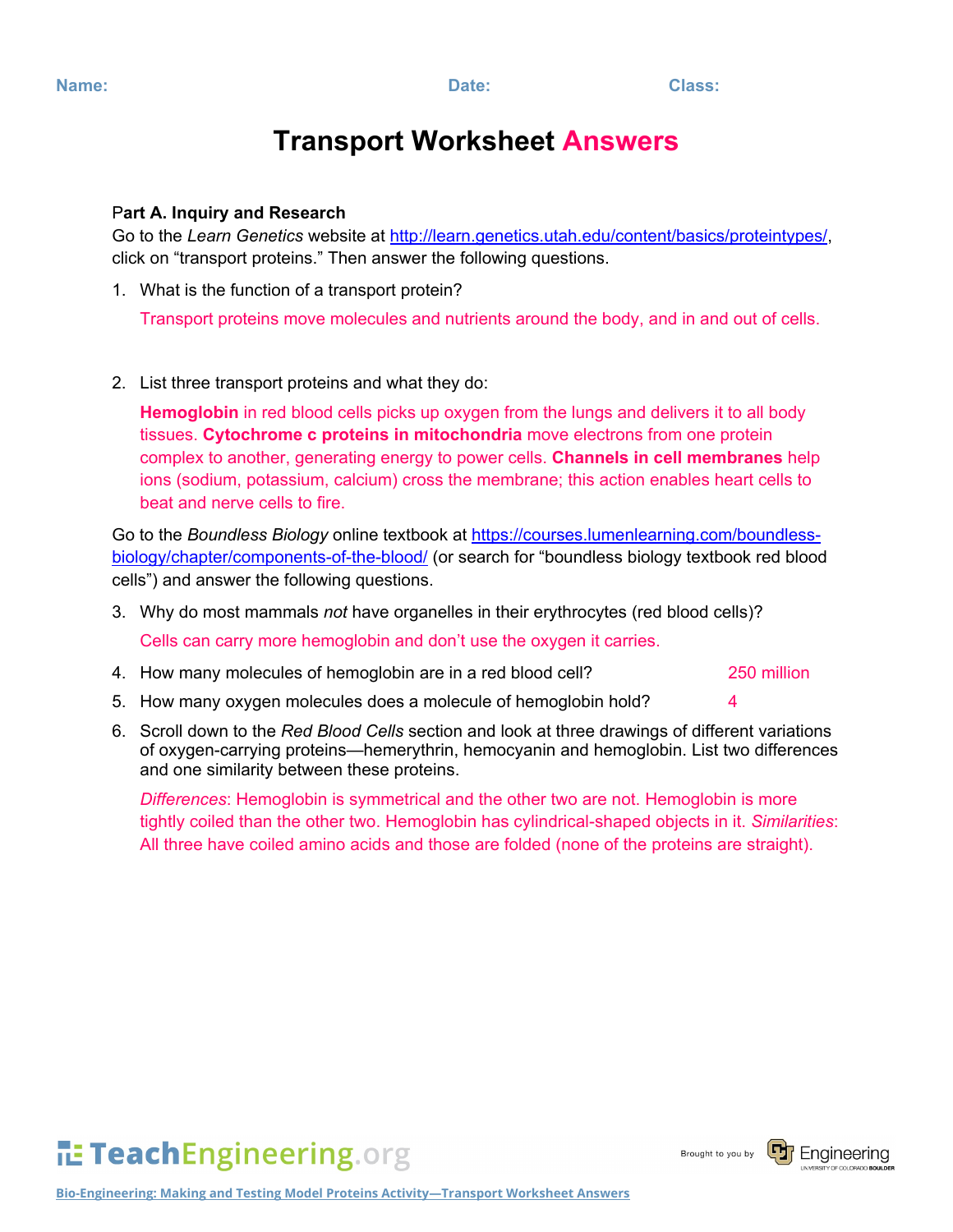Name: Date: Class:

# Transport Worksheet Answers

**Part A. Inquiry and Research**

Go to the *Learn Genetics* website at http://learn.genetics.utah.edu/content/basics/proteintypes/, click on "transport proteins." Then answer the following questions.

1. What is the function of a transport protein?

   Transport proteins move molecules and nutrients around the body, and in and out of cells.

2. List three transport proteins and what they do:

   **Hemoglobin** in red blood cells picks up oxygen from the lungs and delivers it to all body tissues. **Cytochrome c proteins in mitochondria** move electrons from one protein complex to another, generating energy to power cells. **Channels in cell membranes** help ions (sodium, potassium, calcium) cross the membrane; this action enables heart cells to beat and nerve cells to fire.

Go to the *Boundless Biology* online textbook at https://courses.lumenlearning.com/boundless-biology/chapter/components-of-the-blood/ (or search for "boundless biology textbook red blood cells") and answer the following questions.

3. Why do most mammals *not* have organelles in their erythrocytes (red blood cells)?

   Cells can carry more hemoglobin and don't use the oxygen it carries.

4. How many molecules of hemoglobin are in a red blood cell? 250 million

5. How many oxygen molecules does a molecule of hemoglobin hold? 4

6. Scroll down to the *Red Blood Cells* section and look at three drawings of different variations of oxygen-carrying proteins—hemerythrin, hemocyanin and hemoglobin. List two differences and one similarity between these proteins.

   *Differences*: Hemoglobin is symmetrical and the other two are not. Hemoglobin is more tightly coiled than the other two. Hemoglobin has cylindrical-shaped objects in it. *Similarities*: All three have coiled amino acids and those are folded (none of the proteins are straight).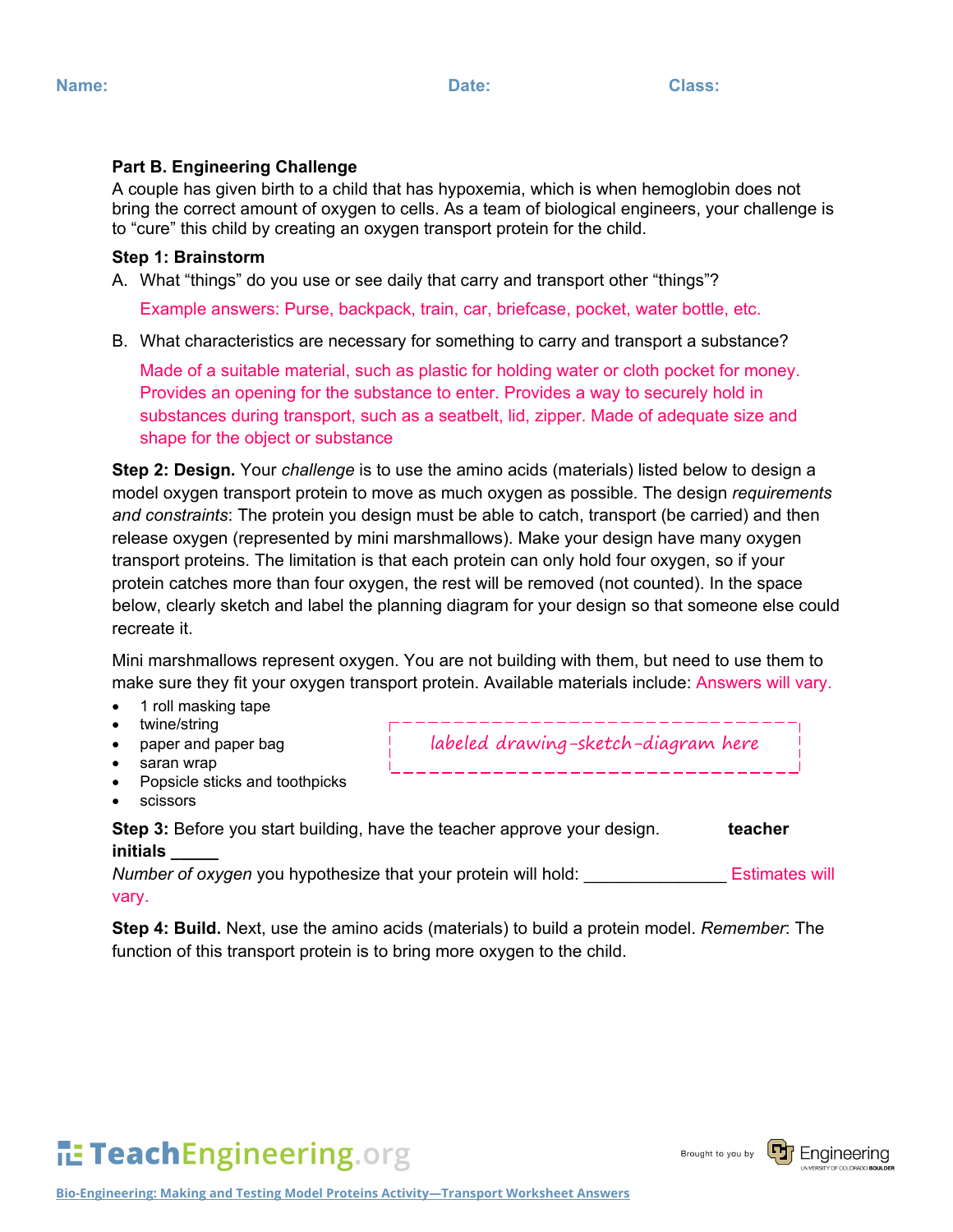Name: Date: Class:

**Part B. Engineering Challenge**

A couple has given birth to a child that has hypoxemia, which is when hemoglobin does not bring the correct amount of oxygen to cells. As a team of biological engineers, your challenge is to "cure" this child by creating an oxygen transport protein for the child.

**Step 1: Brainstorm**

A. What "things" do you use or see daily that carry and transport other "things"?

Example answers: Purse, backpack, train, car, briefcase, pocket, water bottle, etc.

B. What characteristics are necessary for something to carry and transport a substance?

Made of a suitable material, such as plastic for holding water or cloth pocket for money. Provides an opening for the substance to enter. Provides a way to securely hold in substances during transport, such as a seatbelt, lid, zipper. Made of adequate size and shape for the object or substance

**Step 2: Design.** Your *challenge* is to use the amino acids (materials) listed below to design a model oxygen transport protein to move as much oxygen as possible. The design *requirements and constraints*: The protein you design must be able to catch, transport (be carried) and then release oxygen (represented by mini marshmallows). Make your design have many oxygen transport proteins. The limitation is that each protein can only hold four oxygen, so if your protein catches more than four oxygen, the rest will be removed (not counted). In the space below, clearly sketch and label the planning diagram for your design so that someone else could recreate it.

Mini marshmallows represent oxygen. You are not building with them, but need to use them to make sure they fit your oxygen transport protein. Available materials include: Answers will vary.

- 1 roll masking tape
- twine/string
- paper and paper bag
- saran wrap
- Popsicle sticks and toothpicks
- scissors

labeled drawing-sketch-diagram here

**Step 3:** Before you start building, have the teacher approve your design. **teacher initials \_\_\_\_\_**

*Number of oxygen* you hypothesize that your protein will hold: \_\_\_\_\_\_\_\_\_\_\_\_\_\_\_ Estimates will vary.

**Step 4: Build.** Next, use the amino acids (materials) to build a protein model. *Remember*: The function of this transport protein is to bring more oxygen to the child.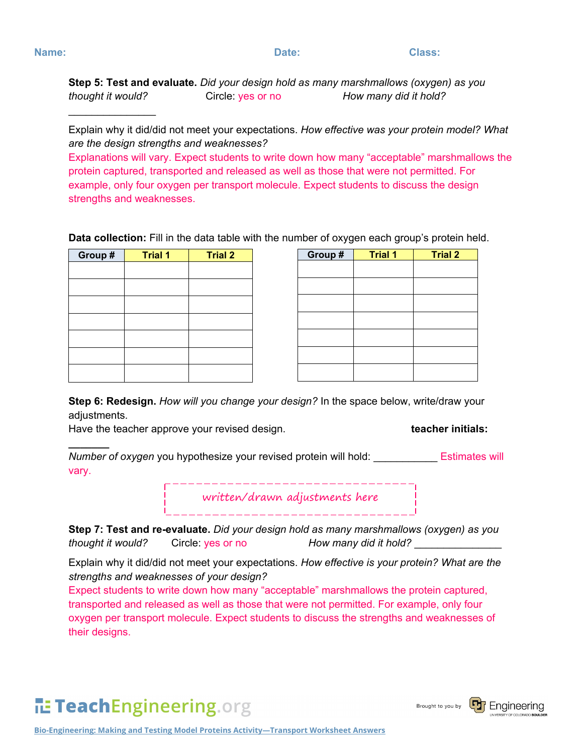Name: Date: Class:

**Step 5: Test and evaluate.** *Did your design hold as many marshmallows (oxygen) as you thought it would?* Circle: yes or no *How many did it hold?* _______________

Explain why it did/did not meet your expectations. *How effective was your protein model? What are the design strengths and weaknesses?*
Explanations will vary. Expect students to write down how many "acceptable" marshmallows the protein captured, transported and released as well as those that were not permitted. For example, only four oxygen per transport molecule. Expect students to discuss the design strengths and weaknesses.

**Data collection:** Fill in the data table with the number of oxygen each group's protein held.

| Group # | Trial 1 | Trial 2 |
|---|---|---|
| | | |
| | | |
| | | |
| | | |
| | | |
| | | |
| | | |

| Group # | Trial 1 | Trial 2 |
|---|---|---|
| | | |
| | | |
| | | |
| | | |
| | | |
| | | |
| | | |

**Step 6: Redesign.** *How will you change your design?* In the space below, write/draw your adjustments.
Have the teacher approve your revised design. **teacher initials:** _______

*Number of oxygen* you hypothesize your revised protein will hold: ___________ Estimates will vary.

*written/drawn adjustments here*

**Step 7: Test and re-evaluate.** *Did your design hold as many marshmallows (oxygen) as you thought it would?* Circle: yes or no *How many did it hold?* _______________

Explain why it did/did not meet your expectations. *How effective is your protein? What are the strengths and weaknesses of your design?*
Expect students to write down how many "acceptable" marshmallows the protein captured, transported and released as well as those that were not permitted. For example, only four oxygen per transport molecule. Expect students to discuss the strengths and weaknesses of their designs.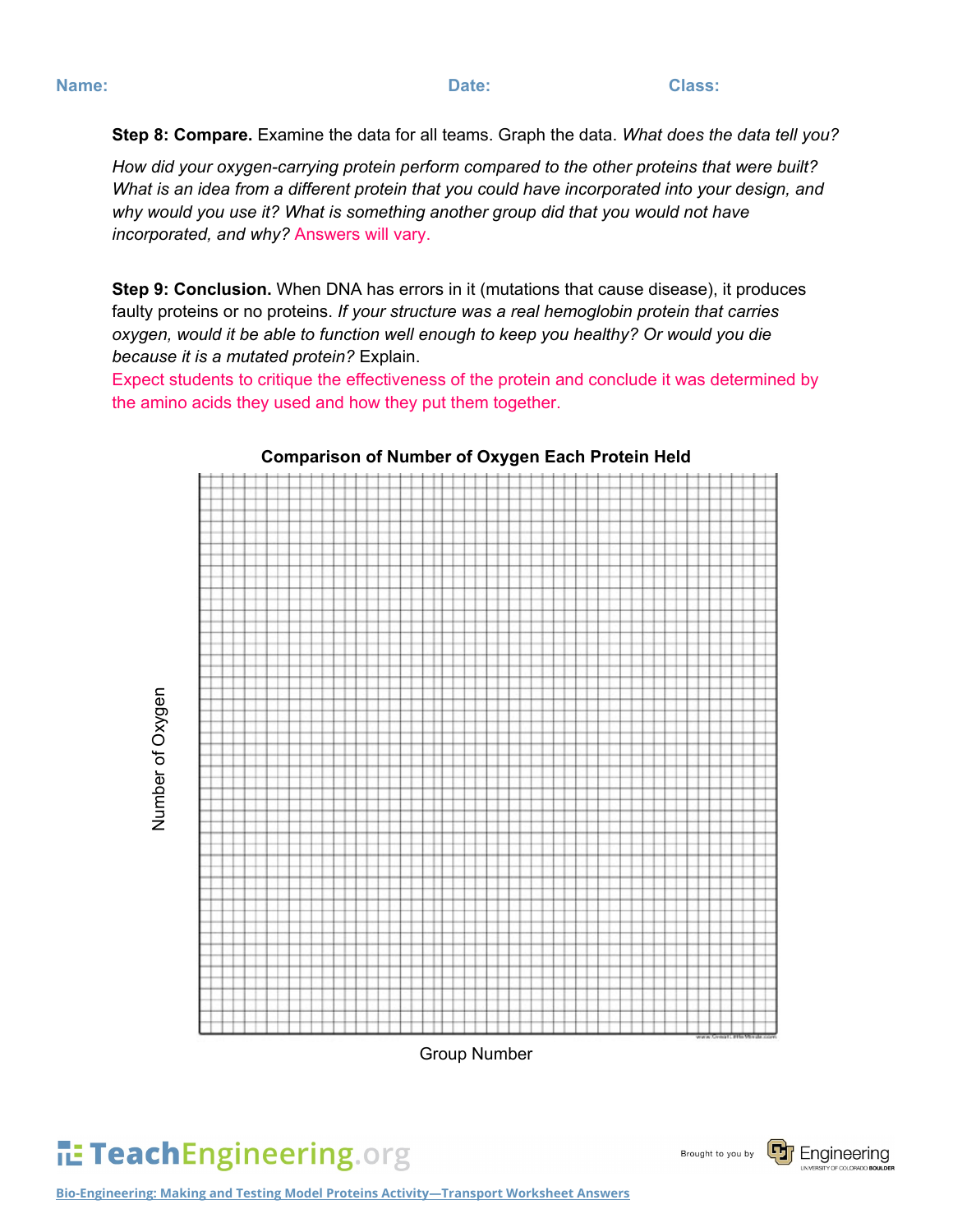**Name:** **Date:** **Class:**

**Step 8: Compare.** Examine the data for all teams. Graph the data. *What does the data tell you?*

*How did your oxygen-carrying protein perform compared to the other proteins that were built? What is an idea from a different protein that you could have incorporated into your design, and why would you use it? What is something another group did that you would not have incorporated, and why?* Answers will vary.

**Step 9: Conclusion.** When DNA has errors in it (mutations that cause disease), it produces faulty proteins or no proteins. *If your structure was a real hemoglobin protein that carries oxygen, would it be able to function well enough to keep you healthy? Or would you die because it is a mutated protein?* Explain.

Expect students to critique the effectiveness of the protein and conclude it was determined by the amino acids they used and how they put them together.

**Comparison of Number of Oxygen Each Protein Held**

Number of Oxygen

Group Number